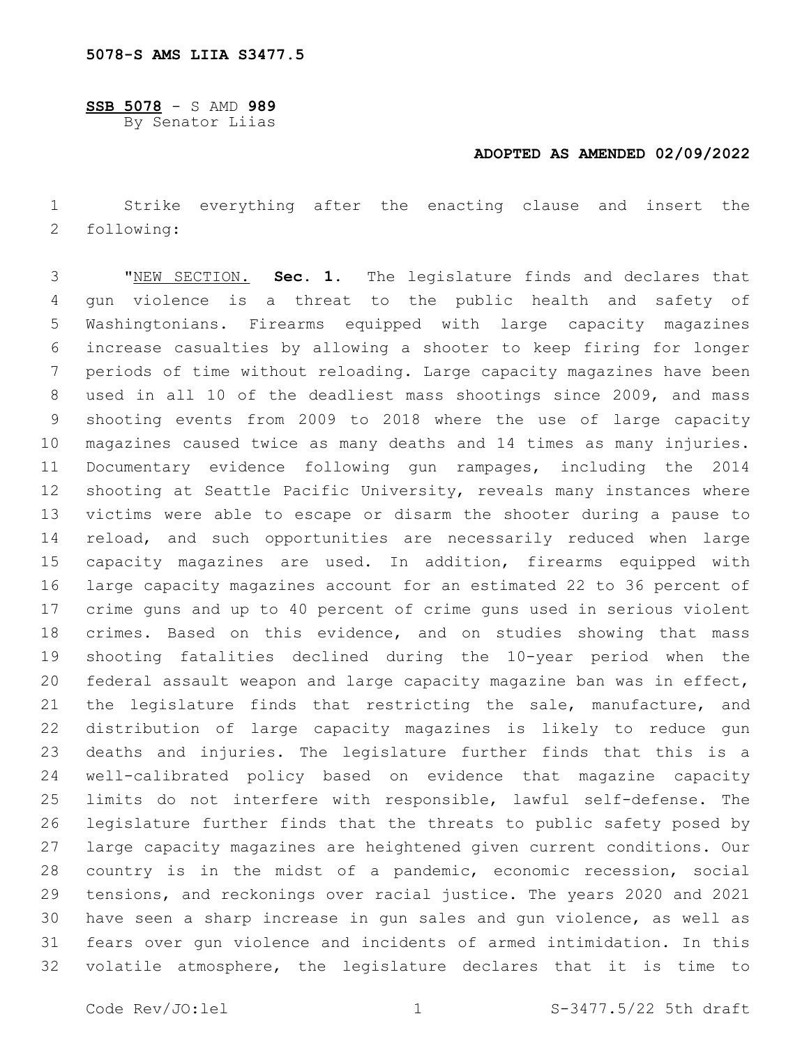**5078-S AMS LIIA S3477.5**

**SSB 5078** - S AMD **989**
By Senator Liias

**ADOPTED AS AMENDED 02/09/2022**

Strike everything after the enacting clause and insert the following:

"NEW SECTION. **Sec. 1.** The legislature finds and declares that gun violence is a threat to the public health and safety of Washingtonians. Firearms equipped with large capacity magazines increase casualties by allowing a shooter to keep firing for longer periods of time without reloading. Large capacity magazines have been used in all 10 of the deadliest mass shootings since 2009, and mass shooting events from 2009 to 2018 where the use of large capacity magazines caused twice as many deaths and 14 times as many injuries. Documentary evidence following gun rampages, including the 2014 shooting at Seattle Pacific University, reveals many instances where victims were able to escape or disarm the shooter during a pause to reload, and such opportunities are necessarily reduced when large capacity magazines are used. In addition, firearms equipped with large capacity magazines account for an estimated 22 to 36 percent of crime guns and up to 40 percent of crime guns used in serious violent crimes. Based on this evidence, and on studies showing that mass shooting fatalities declined during the 10-year period when the federal assault weapon and large capacity magazine ban was in effect, the legislature finds that restricting the sale, manufacture, and distribution of large capacity magazines is likely to reduce gun deaths and injuries. The legislature further finds that this is a well-calibrated policy based on evidence that magazine capacity limits do not interfere with responsible, lawful self-defense. The legislature further finds that the threats to public safety posed by large capacity magazines are heightened given current conditions. Our country is in the midst of a pandemic, economic recession, social tensions, and reckonings over racial justice. The years 2020 and 2021 have seen a sharp increase in gun sales and gun violence, as well as fears over gun violence and incidents of armed intimidation. In this volatile atmosphere, the legislature declares that it is time to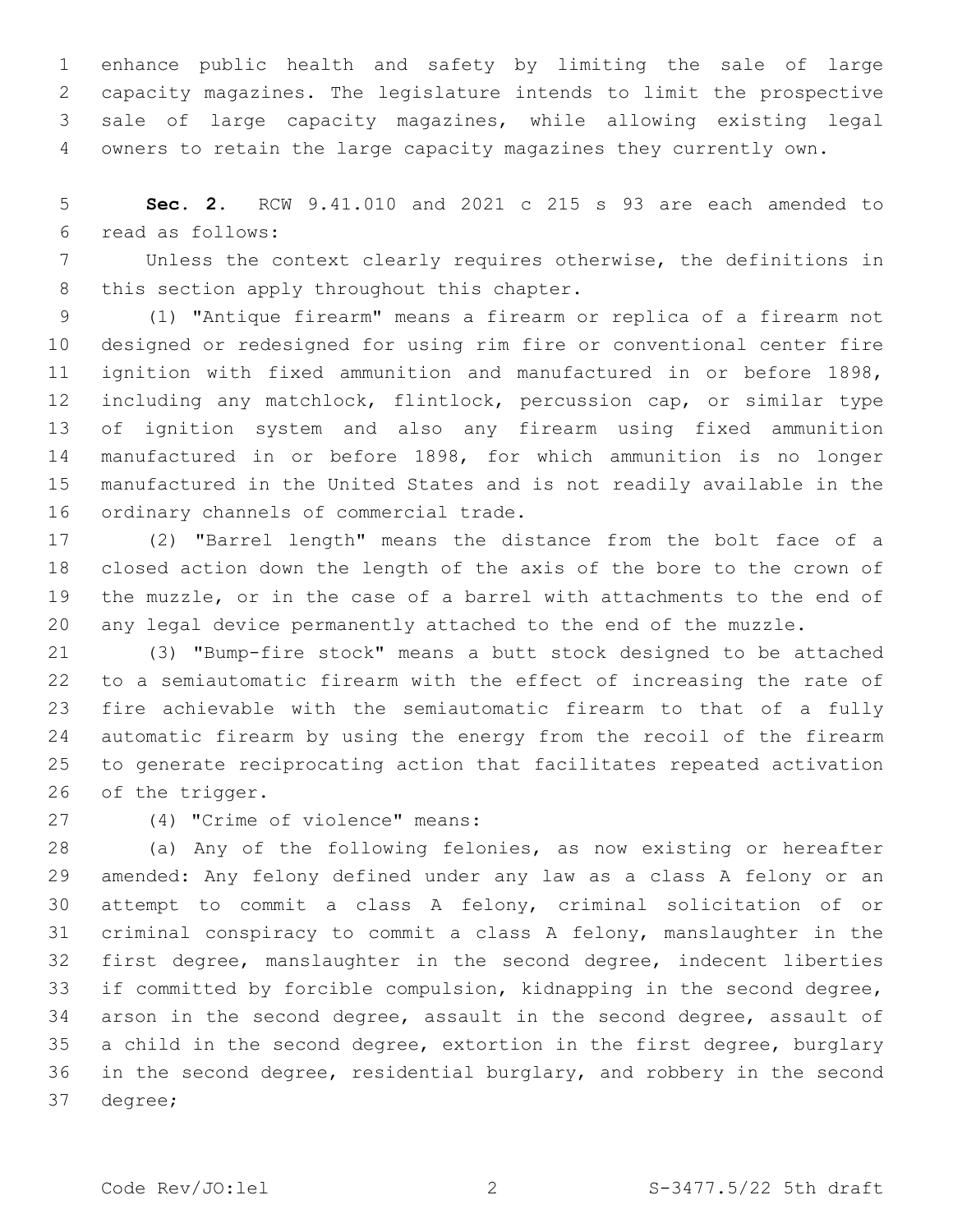enhance public health and safety by limiting the sale of large capacity magazines. The legislature intends to limit the prospective sale of large capacity magazines, while allowing existing legal owners to retain the large capacity magazines they currently own.

**Sec. 2.** RCW 9.41.010 and 2021 c 215 s 93 are each amended to read as follows:

Unless the context clearly requires otherwise, the definitions in this section apply throughout this chapter.

(1) "Antique firearm" means a firearm or replica of a firearm not designed or redesigned for using rim fire or conventional center fire ignition with fixed ammunition and manufactured in or before 1898, including any matchlock, flintlock, percussion cap, or similar type of ignition system and also any firearm using fixed ammunition manufactured in or before 1898, for which ammunition is no longer manufactured in the United States and is not readily available in the ordinary channels of commercial trade.

(2) "Barrel length" means the distance from the bolt face of a closed action down the length of the axis of the bore to the crown of the muzzle, or in the case of a barrel with attachments to the end of any legal device permanently attached to the end of the muzzle.

(3) "Bump-fire stock" means a butt stock designed to be attached to a semiautomatic firearm with the effect of increasing the rate of fire achievable with the semiautomatic firearm to that of a fully automatic firearm by using the energy from the recoil of the firearm to generate reciprocating action that facilitates repeated activation of the trigger.

(4) "Crime of violence" means:

(a) Any of the following felonies, as now existing or hereafter amended: Any felony defined under any law as a class A felony or an attempt to commit a class A felony, criminal solicitation of or criminal conspiracy to commit a class A felony, manslaughter in the first degree, manslaughter in the second degree, indecent liberties if committed by forcible compulsion, kidnapping in the second degree, arson in the second degree, assault in the second degree, assault of a child in the second degree, extortion in the first degree, burglary in the second degree, residential burglary, and robbery in the second degree;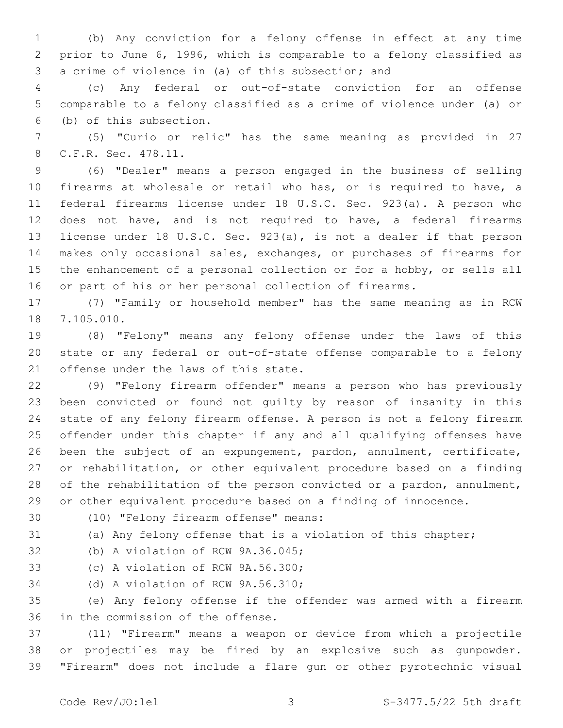(b) Any conviction for a felony offense in effect at any time prior to June 6, 1996, which is comparable to a felony classified as a crime of violence in (a) of this subsection; and

(c) Any federal or out-of-state conviction for an offense comparable to a felony classified as a crime of violence under (a) or (b) of this subsection.

(5) "Curio or relic" has the same meaning as provided in 27 C.F.R. Sec. 478.11.

(6) "Dealer" means a person engaged in the business of selling firearms at wholesale or retail who has, or is required to have, a federal firearms license under 18 U.S.C. Sec. 923(a). A person who does not have, and is not required to have, a federal firearms license under 18 U.S.C. Sec. 923(a), is not a dealer if that person makes only occasional sales, exchanges, or purchases of firearms for the enhancement of a personal collection or for a hobby, or sells all or part of his or her personal collection of firearms.

(7) "Family or household member" has the same meaning as in RCW 7.105.010.

(8) "Felony" means any felony offense under the laws of this state or any federal or out-of-state offense comparable to a felony offense under the laws of this state.

(9) "Felony firearm offender" means a person who has previously been convicted or found not guilty by reason of insanity in this state of any felony firearm offense. A person is not a felony firearm offender under this chapter if any and all qualifying offenses have been the subject of an expungement, pardon, annulment, certificate, or rehabilitation, or other equivalent procedure based on a finding of the rehabilitation of the person convicted or a pardon, annulment, or other equivalent procedure based on a finding of innocence.

(10) "Felony firearm offense" means:

(a) Any felony offense that is a violation of this chapter;

(b) A violation of RCW 9A.36.045;

(c) A violation of RCW 9A.56.300;

(d) A violation of RCW 9A.56.310;

(e) Any felony offense if the offender was armed with a firearm in the commission of the offense.

(11) "Firearm" means a weapon or device from which a projectile or projectiles may be fired by an explosive such as gunpowder. "Firearm" does not include a flare gun or other pyrotechnic visual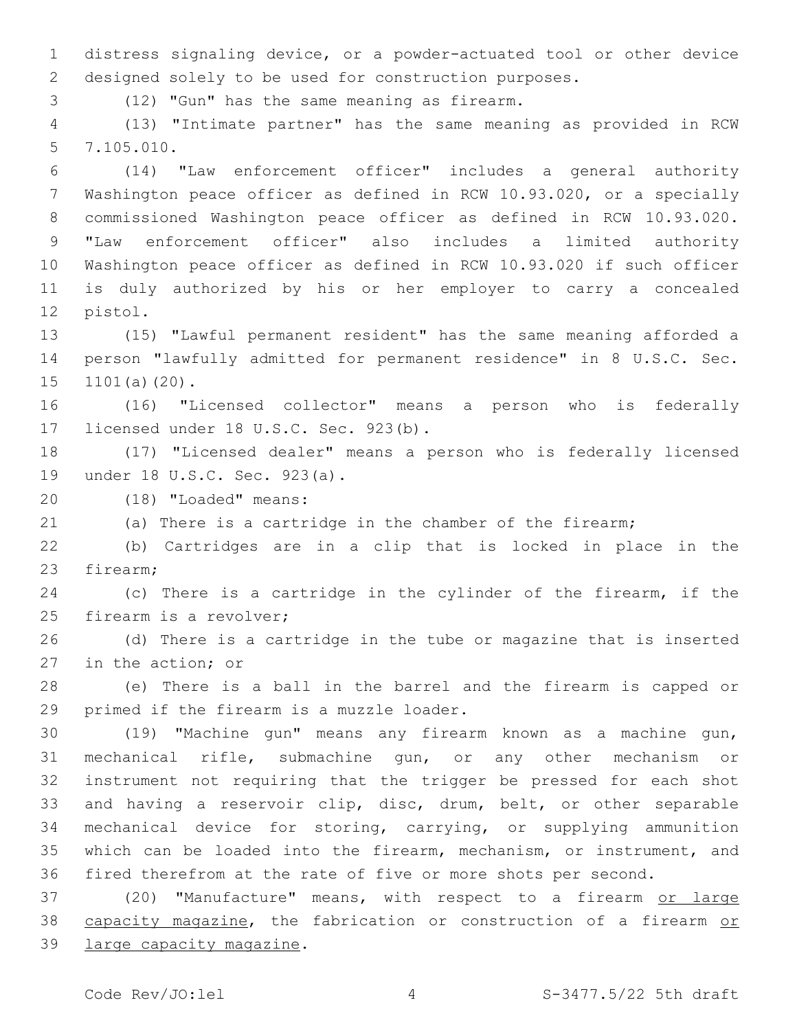distress signaling device, or a powder-actuated tool or other device designed solely to be used for construction purposes.

(12) "Gun" has the same meaning as firearm.

(13) "Intimate partner" has the same meaning as provided in RCW 7.105.010.

(14) "Law enforcement officer" includes a general authority Washington peace officer as defined in RCW 10.93.020, or a specially commissioned Washington peace officer as defined in RCW 10.93.020. "Law enforcement officer" also includes a limited authority Washington peace officer as defined in RCW 10.93.020 if such officer is duly authorized by his or her employer to carry a concealed pistol.

(15) "Lawful permanent resident" has the same meaning afforded a person "lawfully admitted for permanent residence" in 8 U.S.C. Sec. 1101(a)(20).

(16) "Licensed collector" means a person who is federally licensed under 18 U.S.C. Sec. 923(b).

(17) "Licensed dealer" means a person who is federally licensed under 18 U.S.C. Sec. 923(a).

(18) "Loaded" means:

(a) There is a cartridge in the chamber of the firearm;

(b) Cartridges are in a clip that is locked in place in the firearm;

(c) There is a cartridge in the cylinder of the firearm, if the firearm is a revolver;

(d) There is a cartridge in the tube or magazine that is inserted in the action; or

(e) There is a ball in the barrel and the firearm is capped or primed if the firearm is a muzzle loader.

(19) "Machine gun" means any firearm known as a machine gun, mechanical rifle, submachine gun, or any other mechanism or instrument not requiring that the trigger be pressed for each shot and having a reservoir clip, disc, drum, belt, or other separable mechanical device for storing, carrying, or supplying ammunition which can be loaded into the firearm, mechanism, or instrument, and fired therefrom at the rate of five or more shots per second.

(20) "Manufacture" means, with respect to a firearm <u>or large capacity magazine</u>, the fabrication or construction of a firearm <u>or large capacity magazine</u>.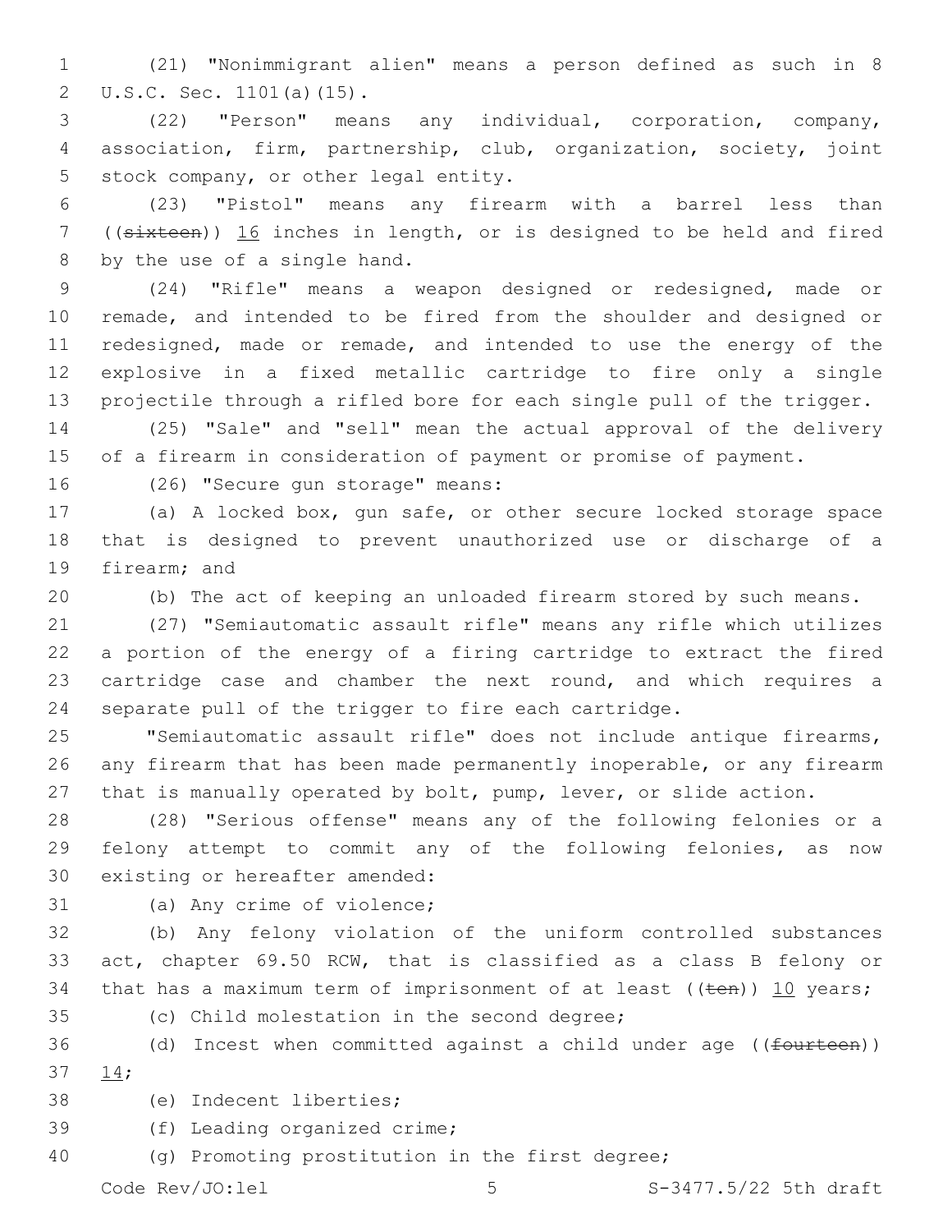(21) "Nonimmigrant alien" means a person defined as such in 8 U.S.C. Sec. 1101(a)(15).

(22) "Person" means any individual, corporation, company, association, firm, partnership, club, organization, society, joint stock company, or other legal entity.

(23) "Pistol" means any firearm with a barrel less than ((~~sixteen~~)) 16 inches in length, or is designed to be held and fired by the use of a single hand.

(24) "Rifle" means a weapon designed or redesigned, made or remade, and intended to be fired from the shoulder and designed or redesigned, made or remade, and intended to use the energy of the explosive in a fixed metallic cartridge to fire only a single projectile through a rifled bore for each single pull of the trigger.

(25) "Sale" and "sell" mean the actual approval of the delivery of a firearm in consideration of payment or promise of payment.

(26) "Secure gun storage" means:

(a) A locked box, gun safe, or other secure locked storage space that is designed to prevent unauthorized use or discharge of a firearm; and

(b) The act of keeping an unloaded firearm stored by such means.

(27) "Semiautomatic assault rifle" means any rifle which utilizes a portion of the energy of a firing cartridge to extract the fired cartridge case and chamber the next round, and which requires a separate pull of the trigger to fire each cartridge.

"Semiautomatic assault rifle" does not include antique firearms, any firearm that has been made permanently inoperable, or any firearm that is manually operated by bolt, pump, lever, or slide action.

(28) "Serious offense" means any of the following felonies or a felony attempt to commit any of the following felonies, as now existing or hereafter amended:

(a) Any crime of violence;

(b) Any felony violation of the uniform controlled substances act, chapter 69.50 RCW, that is classified as a class B felony or that has a maximum term of imprisonment of at least ((~~ten~~)) 10 years;

(c) Child molestation in the second degree;

(d) Incest when committed against a child under age ((~~fourteen~~)) 14;

(e) Indecent liberties;

(f) Leading organized crime;

(g) Promoting prostitution in the first degree;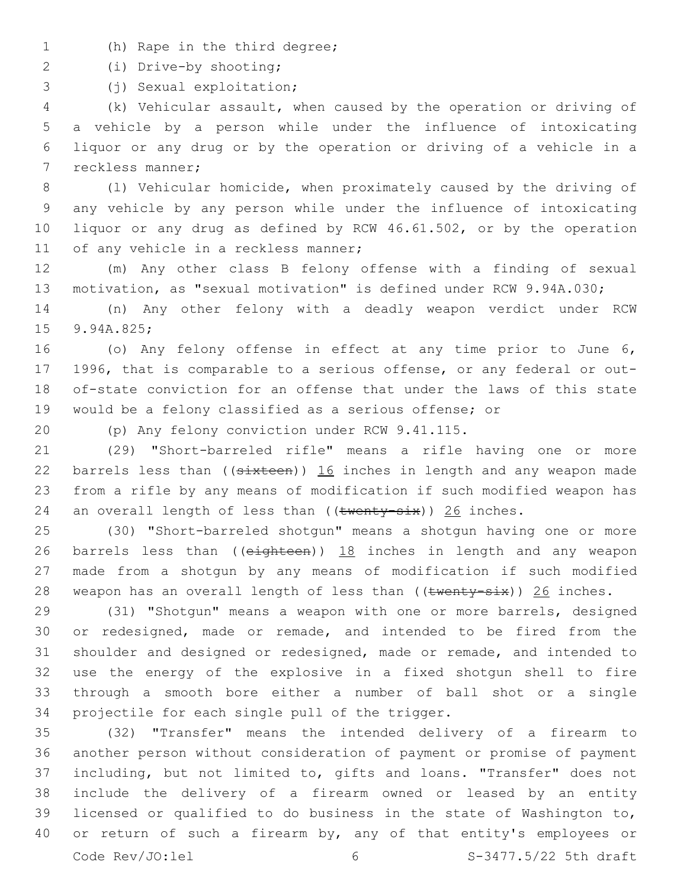(h) Rape in the third degree;

(i) Drive-by shooting;

(j) Sexual exploitation;

(k) Vehicular assault, when caused by the operation or driving of a vehicle by a person while under the influence of intoxicating liquor or any drug or by the operation or driving of a vehicle in a reckless manner;

(l) Vehicular homicide, when proximately caused by the driving of any vehicle by any person while under the influence of intoxicating liquor or any drug as defined by RCW 46.61.502, or by the operation of any vehicle in a reckless manner;

(m) Any other class B felony offense with a finding of sexual motivation, as "sexual motivation" is defined under RCW 9.94A.030;

(n) Any other felony with a deadly weapon verdict under RCW 9.94A.825;

(o) Any felony offense in effect at any time prior to June 6, 1996, that is comparable to a serious offense, or any federal or out-of-state conviction for an offense that under the laws of this state would be a felony classified as a serious offense; or

(p) Any felony conviction under RCW 9.41.115.

(29) "Short-barreled rifle" means a rifle having one or more barrels less than ((~~sixteen~~)) 16 inches in length and any weapon made from a rifle by any means of modification if such modified weapon has an overall length of less than ((~~twenty-six~~)) 26 inches.

(30) "Short-barreled shotgun" means a shotgun having one or more barrels less than ((~~eighteen~~)) 18 inches in length and any weapon made from a shotgun by any means of modification if such modified weapon has an overall length of less than ((~~twenty-six~~)) 26 inches.

(31) "Shotgun" means a weapon with one or more barrels, designed or redesigned, made or remade, and intended to be fired from the shoulder and designed or redesigned, made or remade, and intended to use the energy of the explosive in a fixed shotgun shell to fire through a smooth bore either a number of ball shot or a single projectile for each single pull of the trigger.

(32) "Transfer" means the intended delivery of a firearm to another person without consideration of payment or promise of payment including, but not limited to, gifts and loans. "Transfer" does not include the delivery of a firearm owned or leased by an entity licensed or qualified to do business in the state of Washington to, or return of such a firearm by, any of that entity's employees or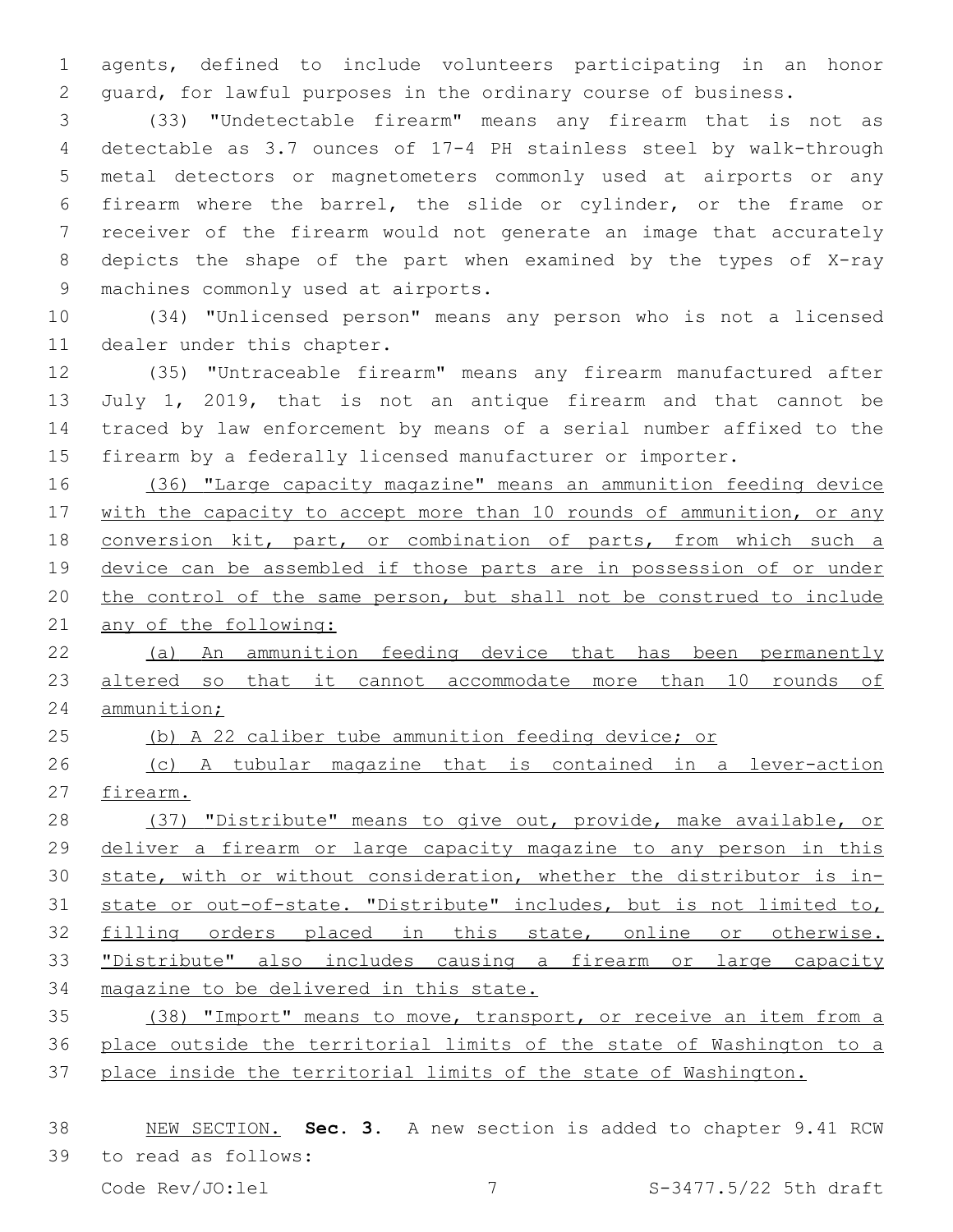agents, defined to include volunteers participating in an honor guard, for lawful purposes in the ordinary course of business.

(33) "Undetectable firearm" means any firearm that is not as detectable as 3.7 ounces of 17-4 PH stainless steel by walk-through metal detectors or magnetometers commonly used at airports or any firearm where the barrel, the slide or cylinder, or the frame or receiver of the firearm would not generate an image that accurately depicts the shape of the part when examined by the types of X-ray machines commonly used at airports.

(34) "Unlicensed person" means any person who is not a licensed dealer under this chapter.

(35) "Untraceable firearm" means any firearm manufactured after July 1, 2019, that is not an antique firearm and that cannot be traced by law enforcement by means of a serial number affixed to the firearm by a federally licensed manufacturer or importer.

(36) "Large capacity magazine" means an ammunition feeding device with the capacity to accept more than 10 rounds of ammunition, or any conversion kit, part, or combination of parts, from which such a device can be assembled if those parts are in possession of or under the control of the same person, but shall not be construed to include any of the following:

(a) An ammunition feeding device that has been permanently altered so that it cannot accommodate more than 10 rounds of ammunition;

(b) A 22 caliber tube ammunition feeding device; or

(c) A tubular magazine that is contained in a lever-action firearm.

(37) "Distribute" means to give out, provide, make available, or deliver a firearm or large capacity magazine to any person in this state, with or without consideration, whether the distributor is in-state or out-of-state. "Distribute" includes, but is not limited to, filling orders placed in this state, online or otherwise. "Distribute" also includes causing a firearm or large capacity magazine to be delivered in this state.

(38) "Import" means to move, transport, or receive an item from a place outside the territorial limits of the state of Washington to a place inside the territorial limits of the state of Washington.

NEW SECTION. **Sec. 3.** A new section is added to chapter 9.41 RCW to read as follows: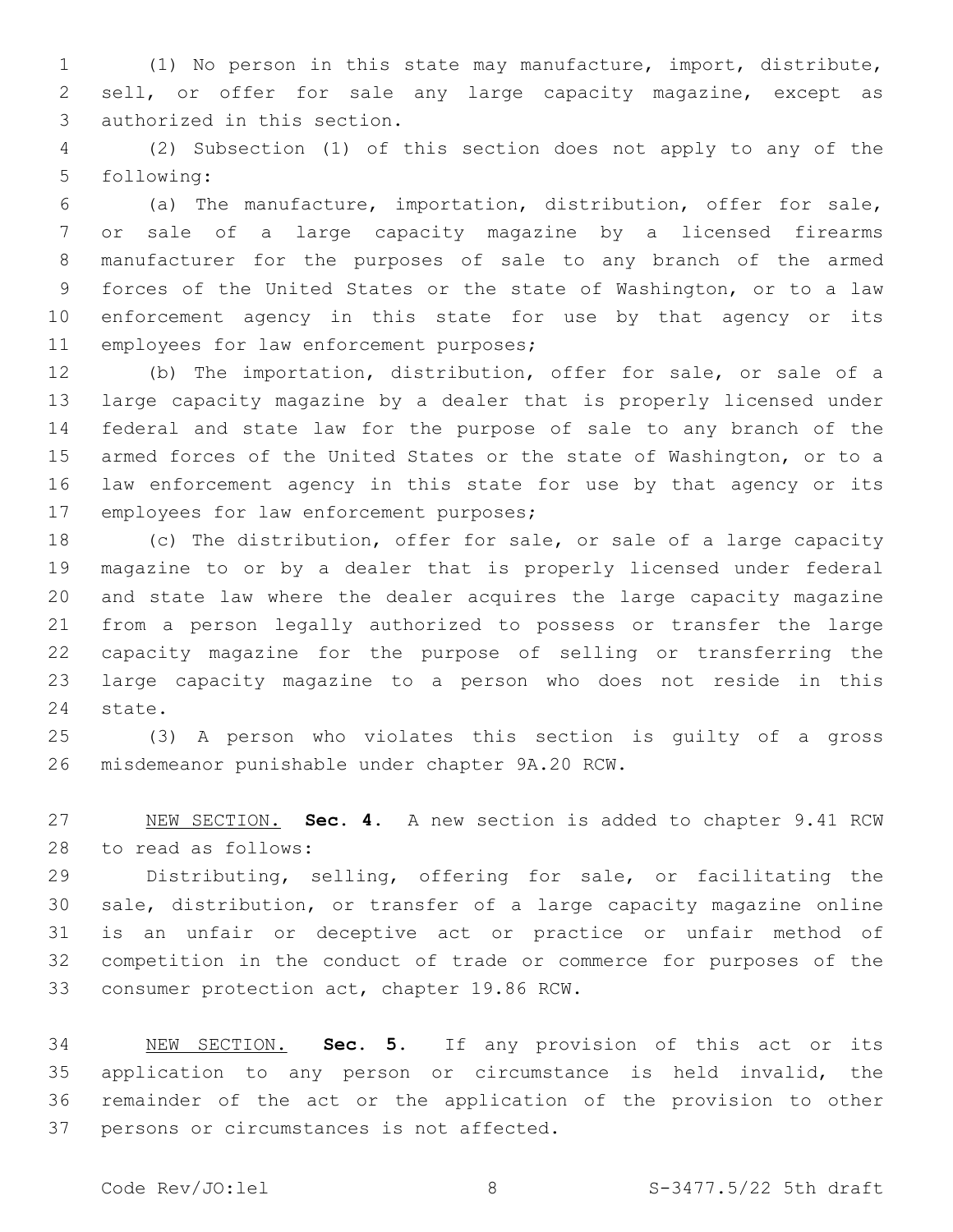(1) No person in this state may manufacture, import, distribute, sell, or offer for sale any large capacity magazine, except as authorized in this section.

(2) Subsection (1) of this section does not apply to any of the following:

(a) The manufacture, importation, distribution, offer for sale, or sale of a large capacity magazine by a licensed firearms manufacturer for the purposes of sale to any branch of the armed forces of the United States or the state of Washington, or to a law enforcement agency in this state for use by that agency or its employees for law enforcement purposes;

(b) The importation, distribution, offer for sale, or sale of a large capacity magazine by a dealer that is properly licensed under federal and state law for the purpose of sale to any branch of the armed forces of the United States or the state of Washington, or to a law enforcement agency in this state for use by that agency or its employees for law enforcement purposes;

(c) The distribution, offer for sale, or sale of a large capacity magazine to or by a dealer that is properly licensed under federal and state law where the dealer acquires the large capacity magazine from a person legally authorized to possess or transfer the large capacity magazine for the purpose of selling or transferring the large capacity magazine to a person who does not reside in this state.

(3) A person who violates this section is guilty of a gross misdemeanor punishable under chapter 9A.20 RCW.

NEW SECTION. **Sec. 4.** A new section is added to chapter 9.41 RCW to read as follows:

Distributing, selling, offering for sale, or facilitating the sale, distribution, or transfer of a large capacity magazine online is an unfair or deceptive act or practice or unfair method of competition in the conduct of trade or commerce for purposes of the consumer protection act, chapter 19.86 RCW.

NEW SECTION. **Sec. 5.** If any provision of this act or its application to any person or circumstance is held invalid, the remainder of the act or the application of the provision to other persons or circumstances is not affected.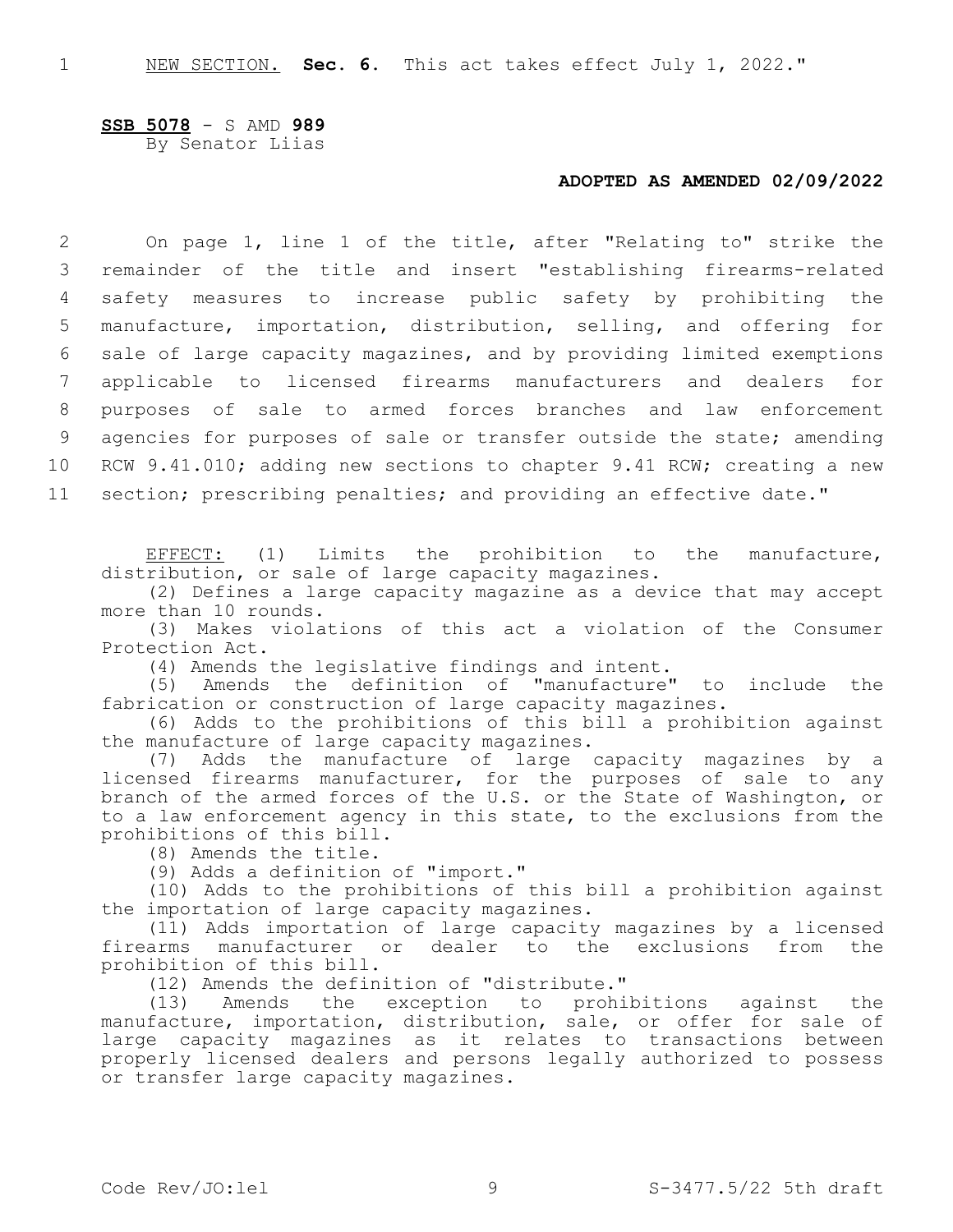1 NEW SECTION. **Sec. 6.** This act takes effect July 1, 2022."

**SSB 5078** - S AMD **989**
By Senator Liias

**ADOPTED AS AMENDED 02/09/2022**

2 On page 1, line 1 of the title, after "Relating to" strike the
3 remainder of the title and insert "establishing firearms-related
4 safety measures to increase public safety by prohibiting the
5 manufacture, importation, distribution, selling, and offering for
6 sale of large capacity magazines, and by providing limited exemptions
7 applicable to licensed firearms manufacturers and dealers for
8 purposes of sale to armed forces branches and law enforcement
9 agencies for purposes of sale or transfer outside the state; amending
10 RCW 9.41.010; adding new sections to chapter 9.41 RCW; creating a new
11 section; prescribing penalties; and providing an effective date."

EFFECT: (1) Limits the prohibition to the manufacture, distribution, or sale of large capacity magazines.

(2) Defines a large capacity magazine as a device that may accept more than 10 rounds.

(3) Makes violations of this act a violation of the Consumer Protection Act.

(4) Amends the legislative findings and intent.

(5) Amends the definition of "manufacture" to include the fabrication or construction of large capacity magazines.

(6) Adds to the prohibitions of this bill a prohibition against the manufacture of large capacity magazines.

(7) Adds the manufacture of large capacity magazines by a licensed firearms manufacturer, for the purposes of sale to any branch of the armed forces of the U.S. or the State of Washington, or to a law enforcement agency in this state, to the exclusions from the prohibitions of this bill.

(8) Amends the title.

(9) Adds a definition of "import."

(10) Adds to the prohibitions of this bill a prohibition against the importation of large capacity magazines.

(11) Adds importation of large capacity magazines by a licensed firearms manufacturer or dealer to the exclusions from the prohibition of this bill.

(12) Amends the definition of "distribute."

(13) Amends the exception to prohibitions against the manufacture, importation, distribution, sale, or offer for sale of large capacity magazines as it relates to transactions between properly licensed dealers and persons legally authorized to possess or transfer large capacity magazines.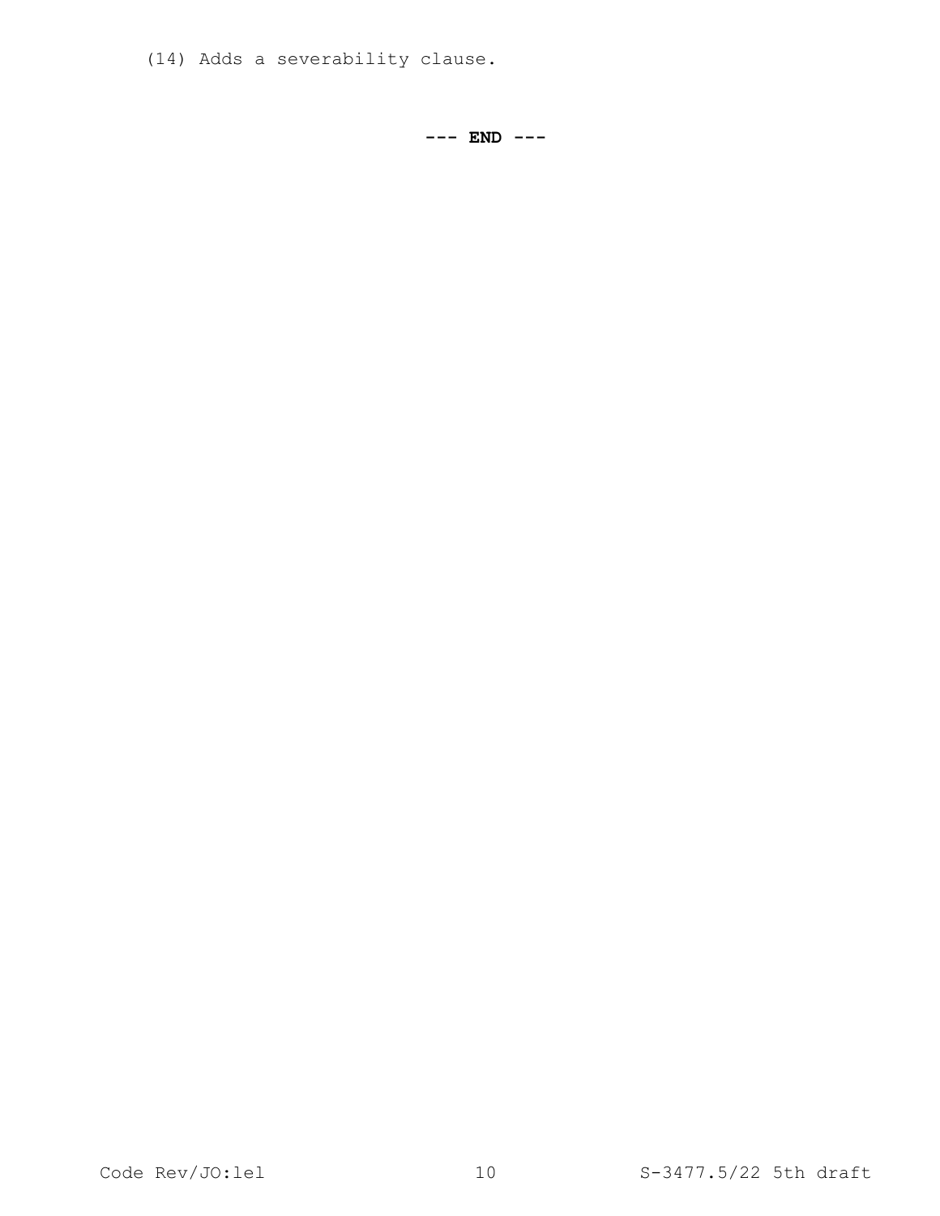(14) Adds a severability clause.

**--- END ---**